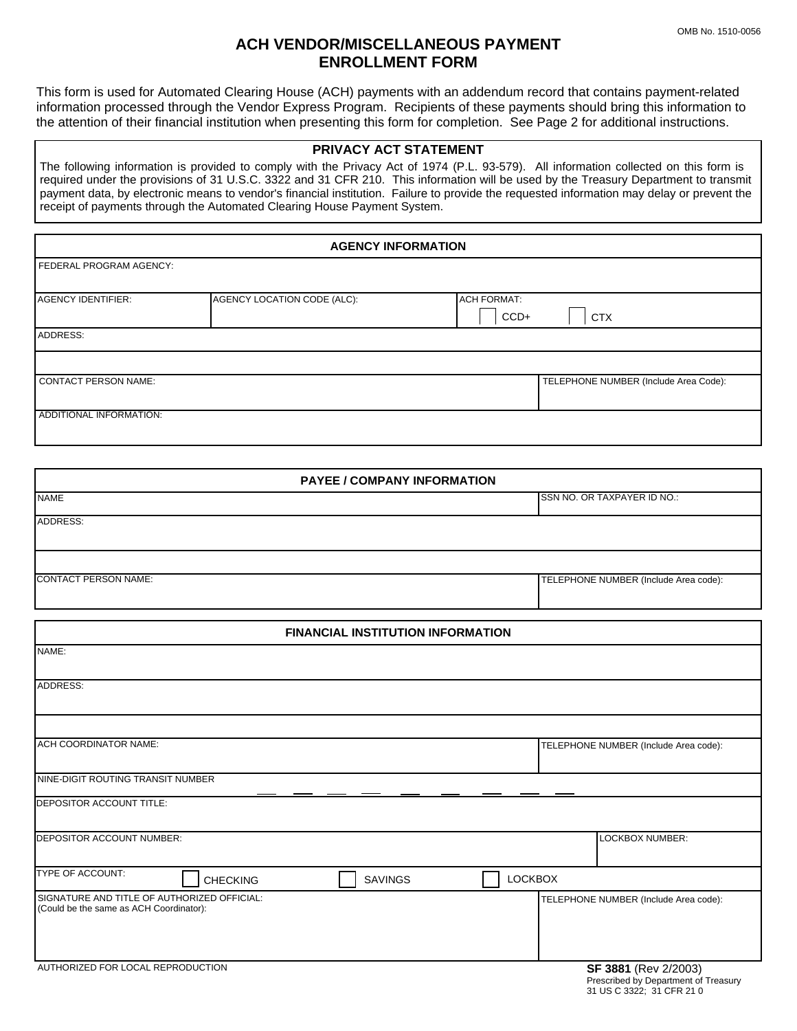OMB No. 1510-0056

# ACH VENDOR/MISCELLANEOUS PAYMENT ENROLLMENT FORM

This form is used for Automated Clearing House (ACH) payments with an addendum record that contains payment-related information processed through the Vendor Express Program. Recipients of these payments should bring this information to the attention of their financial institution when presenting this form for completion. See Page 2 for additional instructions.

## PRIVACY ACT STATEMENT

The following information is provided to comply with the Privacy Act of 1974 (P.L. 93-579). All information collected on this form is required under the provisions of 31 U.S.C. 3322 and 31 CFR 210. This information will be used by the Treasury Department to transmit payment data, by electronic means to vendor's financial institution. Failure to provide the requested information may delay or prevent the receipt of payments through the Automated Clearing House Payment System.

## AGENCY INFORMATION

| FEDERAL PROGRAM AGENCY: | | |
|---|---|---|
| AGENCY IDENTIFIER: | AGENCY LOCATION CODE (ALC): | ACH FORMAT: ☐ CCD+ ☐ CTX |
| ADDRESS: | | |
| | | |
| CONTACT PERSON NAME: | | TELEPHONE NUMBER (Include Area Code): |
| ADDITIONAL INFORMATION: | | |

## PAYEE / COMPANY INFORMATION

| NAME | SSN NO. OR TAXPAYER ID NO.: |
|---|---|
| ADDRESS: | |
| | |
| CONTACT PERSON NAME: | TELEPHONE NUMBER (Include Area code): |

## FINANCIAL INSTITUTION INFORMATION

| NAME: | |
|---|---|
| ADDRESS: | |
| | |
| ACH COORDINATOR NAME: | TELEPHONE NUMBER (Include Area code): |
| NINE-DIGIT ROUTING TRANSIT NUMBER __ __ __ __ __ __ __ __ __ | |
| DEPOSITOR ACCOUNT TITLE: | |
| DEPOSITOR ACCOUNT NUMBER: | LOCKBOX NUMBER: |
| TYPE OF ACCOUNT: ☐ CHECKING ☐ SAVINGS ☐ LOCKBOX | |
| SIGNATURE AND TITLE OF AUTHORIZED OFFICIAL: (Could be the same as ACH Coordinator): | TELEPHONE NUMBER (Include Area code): |

AUTHORIZED FOR LOCAL REPRODUCTION

**SF 3881** (Rev 2/2003)
Prescribed by Department of Treasury
31 US C 3322; 31 CFR 21 0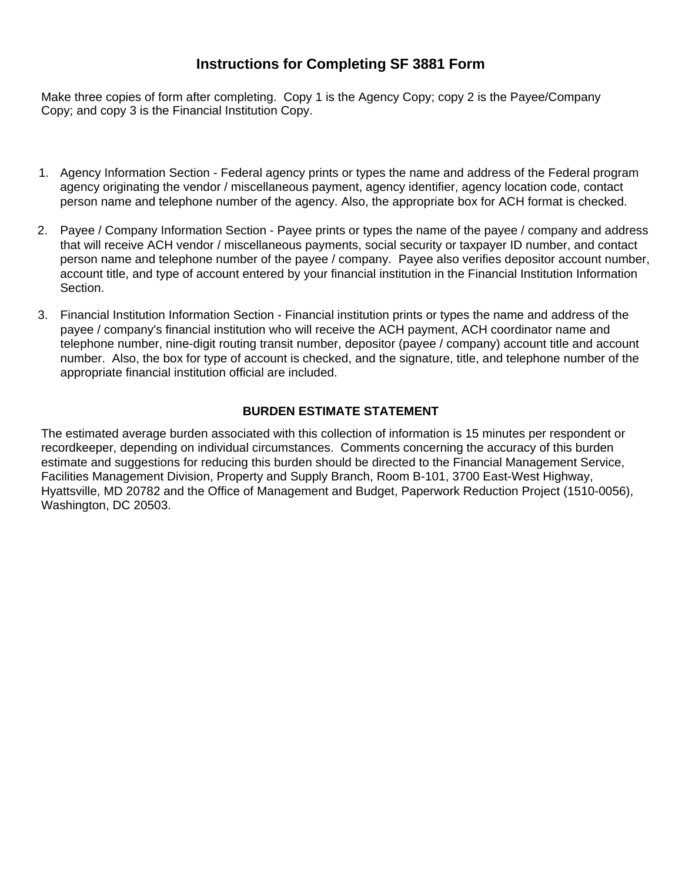# Instructions for Completing SF 3881 Form

Make three copies of form after completing. Copy 1 is the Agency Copy; copy 2 is the Payee/Company Copy; and copy 3 is the Financial Institution Copy.

1. Agency Information Section - Federal agency prints or types the name and address of the Federal program agency originating the vendor / miscellaneous payment, agency identifier, agency location code, contact person name and telephone number of the agency. Also, the appropriate box for ACH format is checked.

2. Payee / Company Information Section - Payee prints or types the name of the payee / company and address that will receive ACH vendor / miscellaneous payments, social security or taxpayer ID number, and contact person name and telephone number of the payee / company. Payee also verifies depositor account number, account title, and type of account entered by your financial institution in the Financial Institution Information Section.

3. Financial Institution Information Section - Financial institution prints or types the name and address of the payee / company's financial institution who will receive the ACH payment, ACH coordinator name and telephone number, nine-digit routing transit number, depositor (payee / company) account title and account number. Also, the box for type of account is checked, and the signature, title, and telephone number of the appropriate financial institution official are included.

## BURDEN ESTIMATE STATEMENT

The estimated average burden associated with this collection of information is 15 minutes per respondent or recordkeeper, depending on individual circumstances. Comments concerning the accuracy of this burden estimate and suggestions for reducing this burden should be directed to the Financial Management Service, Facilities Management Division, Property and Supply Branch, Room B-101, 3700 East-West Highway, Hyattsville, MD 20782 and the Office of Management and Budget, Paperwork Reduction Project (1510-0056), Washington, DC 20503.